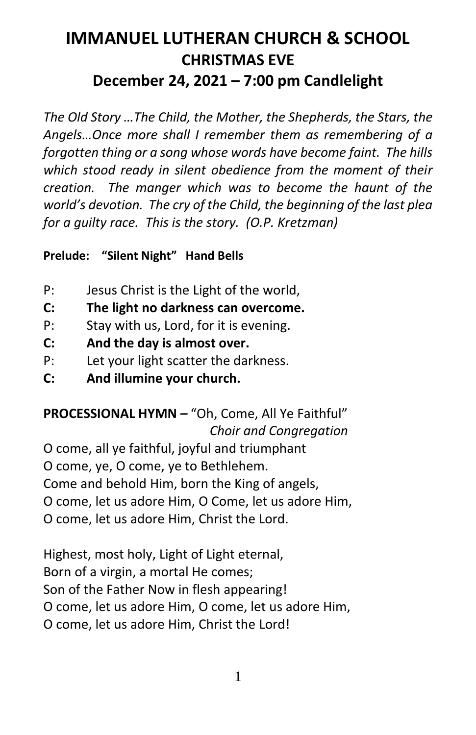# IMMANUEL LUTHERAN CHURCH & SCHOOL

## CHRISTMAS EVE

## December 24, 2021 – 7:00 pm Candlelight

*The Old Story …The Child, the Mother, the Shepherds, the Stars, the Angels…Once more shall I remember them as remembering of a forgotten thing or a song whose words have become faint. The hills which stood ready in silent obedience from the moment of their creation. The manger which was to become the haunt of the world's devotion. The cry of the Child, the beginning of the last plea for a guilty race. This is the story. (O.P. Kretzman)*

**Prelude: "Silent Night" Hand Bells**

P: Jesus Christ is the Light of the world,
**C: The light no darkness can overcome.**
P: Stay with us, Lord, for it is evening.
**C: And the day is almost over.**
P: Let your light scatter the darkness.
**C: And illumine your church.**

**PROCESSIONAL HYMN –** "Oh, Come, All Ye Faithful"
*Choir and Congregation*

O come, all ye faithful, joyful and triumphant
O come, ye, O come, ye to Bethlehem.
Come and behold Him, born the King of angels,
O come, let us adore Him, O Come, let us adore Him,
O come, let us adore Him, Christ the Lord.

Highest, most holy, Light of Light eternal,
Born of a virgin, a mortal He comes;
Son of the Father Now in flesh appearing!
O come, let us adore Him, O come, let us adore Him,
O come, let us adore Him, Christ the Lord!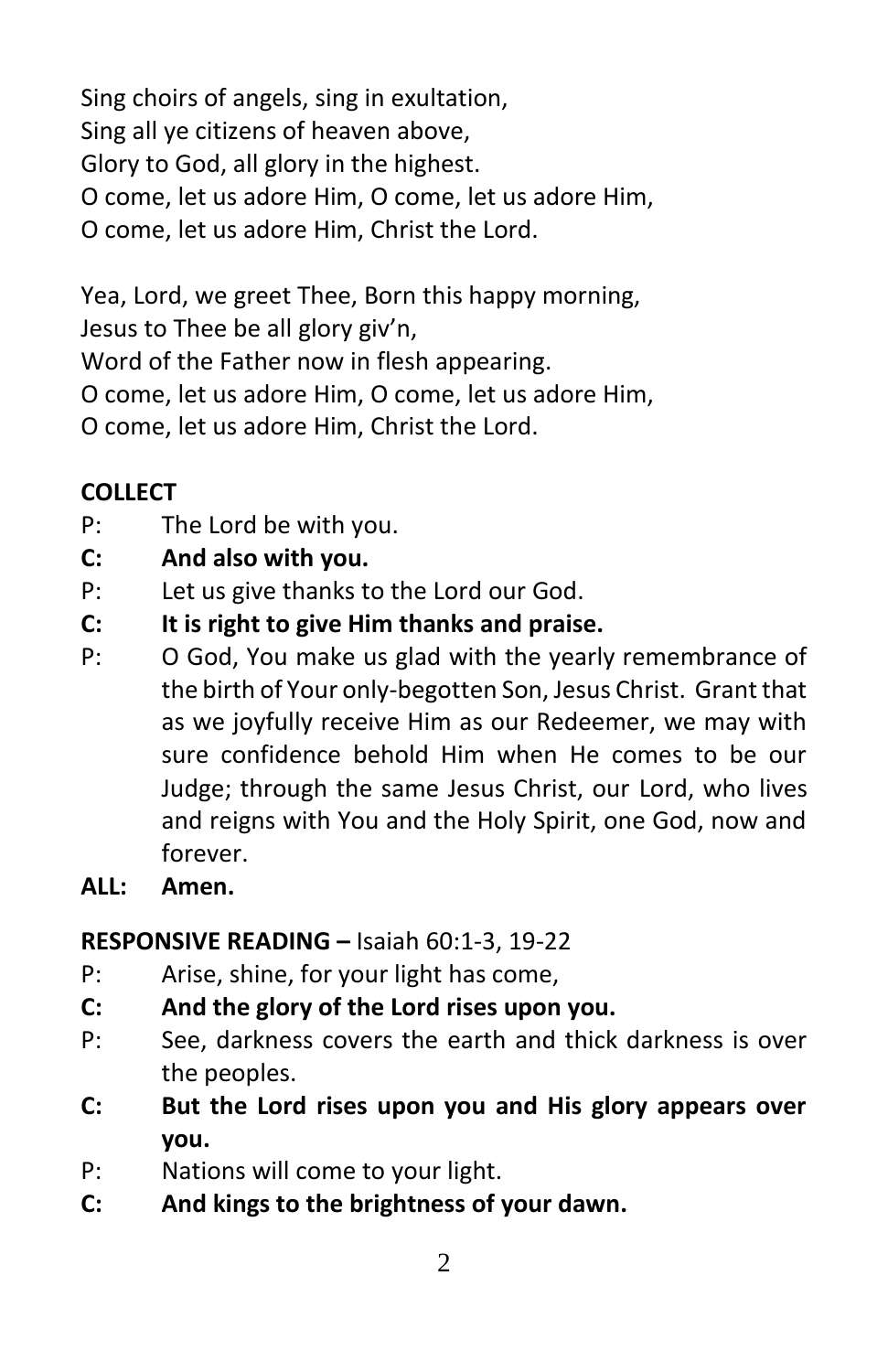Sing choirs of angels, sing in exultation,
Sing all ye citizens of heaven above,
Glory to God, all glory in the highest.
O come, let us adore Him, O come, let us adore Him,
O come, let us adore Him, Christ the Lord.

Yea, Lord, we greet Thee, Born this happy morning,
Jesus to Thee be all glory giv'n,
Word of the Father now in flesh appearing.
O come, let us adore Him, O come, let us adore Him,
O come, let us adore Him, Christ the Lord.

**COLLECT**

P: The Lord be with you.
**C: And also with you.**
P: Let us give thanks to the Lord our God.
**C: It is right to give Him thanks and praise.**
P: O God, You make us glad with the yearly remembrance of the birth of Your only-begotten Son, Jesus Christ. Grant that as we joyfully receive Him as our Redeemer, we may with sure confidence behold Him when He comes to be our Judge; through the same Jesus Christ, our Lord, who lives and reigns with You and the Holy Spirit, one God, now and forever.
**ALL: Amen.**

**RESPONSIVE READING –** Isaiah 60:1-3, 19-22

P: Arise, shine, for your light has come,
**C: And the glory of the Lord rises upon you.**
P: See, darkness covers the earth and thick darkness is over the peoples.
**C: But the Lord rises upon you and His glory appears over you.**
P: Nations will come to your light.
**C: And kings to the brightness of your dawn.**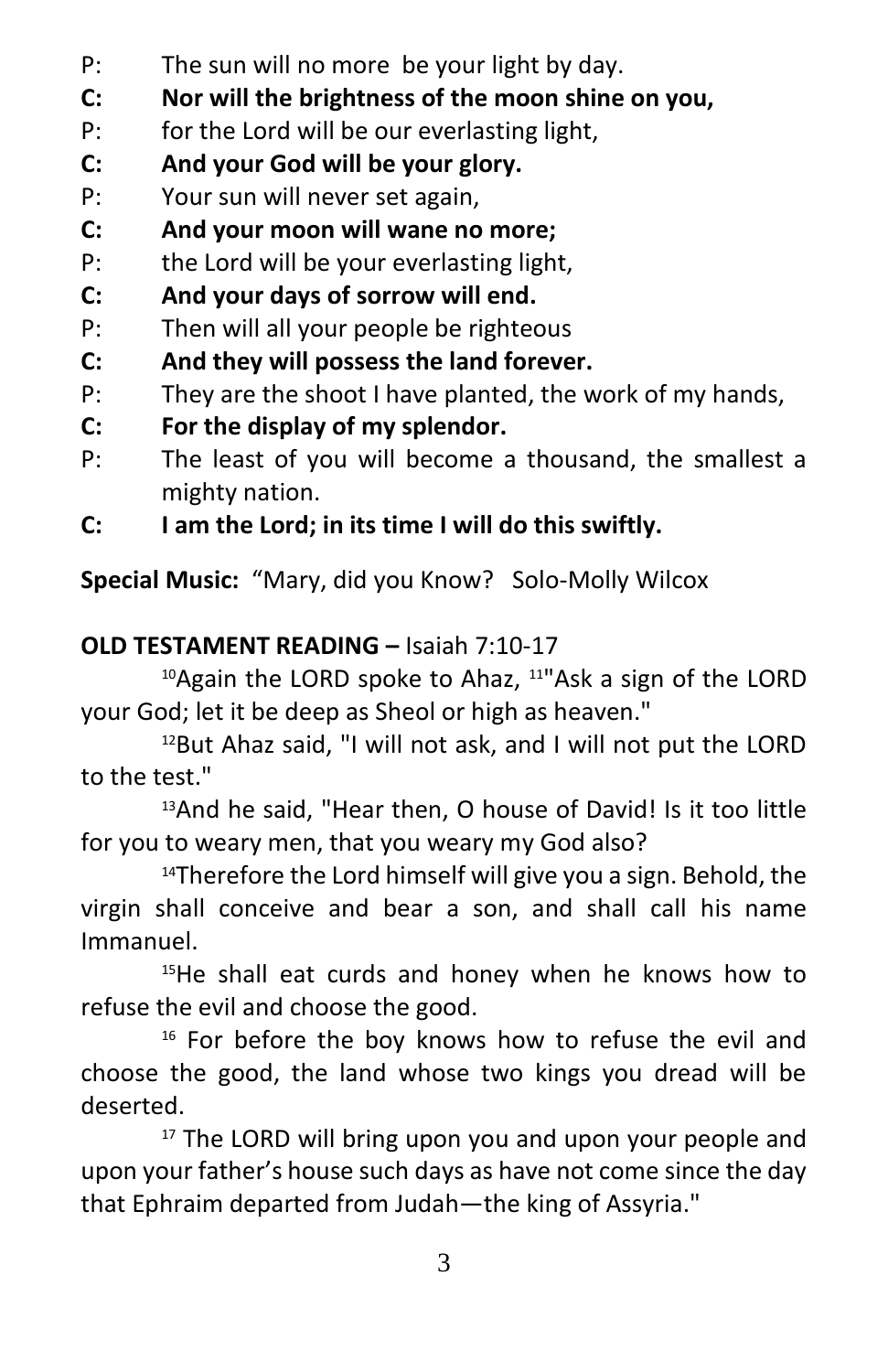P: The sun will no more be your light by day.

**C: Nor will the brightness of the moon shine on you,**

P: for the Lord will be our everlasting light,

**C: And your God will be your glory.**

P: Your sun will never set again,

**C: And your moon will wane no more;**

P: the Lord will be your everlasting light,

**C: And your days of sorrow will end.**

P: Then will all your people be righteous

**C: And they will possess the land forever.**

P: They are the shoot I have planted, the work of my hands,

**C: For the display of my splendor.**

P: The least of you will become a thousand, the smallest a mighty nation.

**C: I am the Lord; in its time I will do this swiftly.**

**Special Music:** "Mary, did you Know? Solo-Molly Wilcox

**OLD TESTAMENT READING –** Isaiah 7:10-17

[10]Again the LORD spoke to Ahaz, [11]"Ask a sign of the LORD your God; let it be deep as Sheol or high as heaven."

[12]But Ahaz said, "I will not ask, and I will not put the LORD to the test."

[13]And he said, "Hear then, O house of David! Is it too little for you to weary men, that you weary my God also?

[14]Therefore the Lord himself will give you a sign. Behold, the virgin shall conceive and bear a son, and shall call his name Immanuel.

[15]He shall eat curds and honey when he knows how to refuse the evil and choose the good.

[16] For before the boy knows how to refuse the evil and choose the good, the land whose two kings you dread will be deserted.

[17] The LORD will bring upon you and upon your people and upon your father's house such days as have not come since the day that Ephraim departed from Judah—the king of Assyria."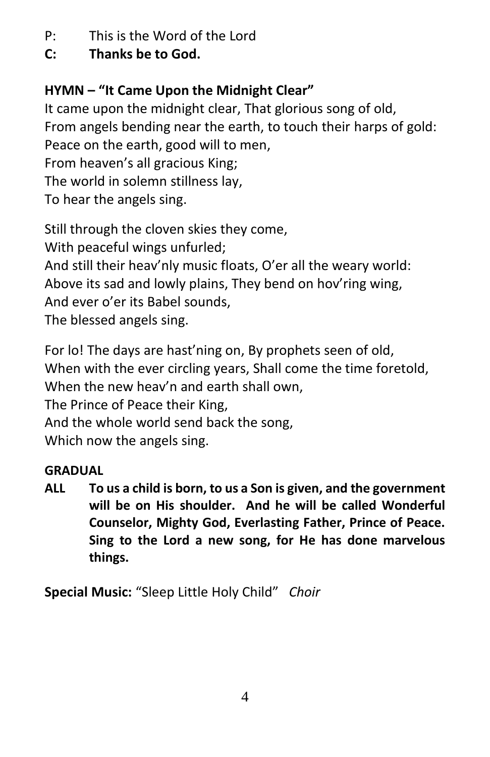P: This is the Word of the Lord

**C: Thanks be to God.**

**HYMN – "It Came Upon the Midnight Clear"**

It came upon the midnight clear, That glorious song of old,
From angels bending near the earth, to touch their harps of gold:
Peace on the earth, good will to men,
From heaven's all gracious King;
The world in solemn stillness lay,
To hear the angels sing.

Still through the cloven skies they come,
With peaceful wings unfurled;
And still their heav'nly music floats, O'er all the weary world:
Above its sad and lowly plains, They bend on hov'ring wing,
And ever o'er its Babel sounds,
The blessed angels sing.

For lo! The days are hast'ning on, By prophets seen of old,
When with the ever circling years, Shall come the time foretold,
When the new heav'n and earth shall own,
The Prince of Peace their King,
And the whole world send back the song,
Which now the angels sing.

**GRADUAL**

**ALL To us a child is born, to us a Son is given, and the government will be on His shoulder. And he will be called Wonderful Counselor, Mighty God, Everlasting Father, Prince of Peace. Sing to the Lord a new song, for He has done marvelous things.**

**Special Music:** "Sleep Little Holy Child" *Choir*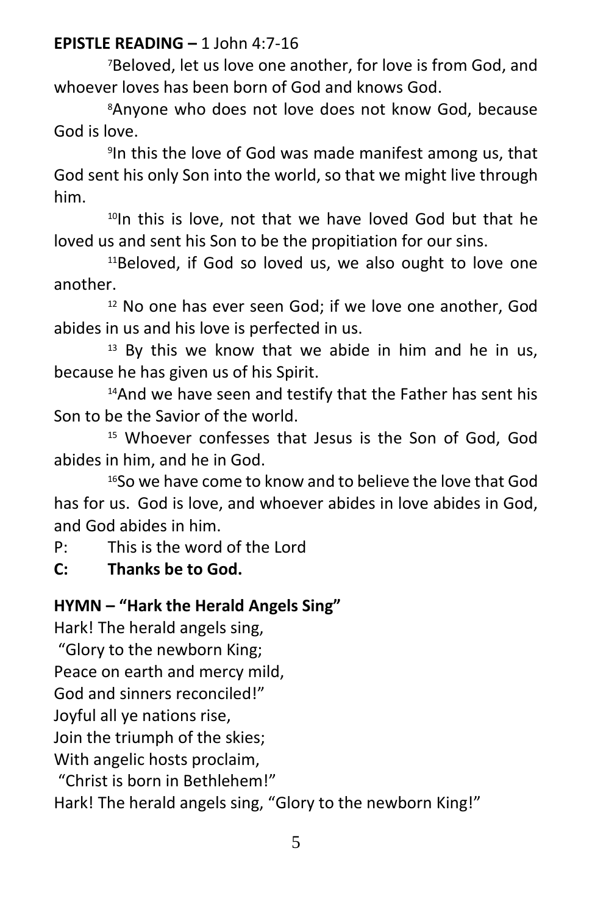**EPISTLE READING –** 1 John 4:7-16

[7]Beloved, let us love one another, for love is from God, and whoever loves has been born of God and knows God.

[8]Anyone who does not love does not know God, because God is love.

[9]In this the love of God was made manifest among us, that God sent his only Son into the world, so that we might live through him.

[10]In this is love, not that we have loved God but that he loved us and sent his Son to be the propitiation for our sins.

[11]Beloved, if God so loved us, we also ought to love one another.

[12] No one has ever seen God; if we love one another, God abides in us and his love is perfected in us.

[13] By this we know that we abide in him and he in us, because he has given us of his Spirit.

[14]And we have seen and testify that the Father has sent his Son to be the Savior of the world.

[15] Whoever confesses that Jesus is the Son of God, God abides in him, and he in God.

[16]So we have come to know and to believe the love that God has for us. God is love, and whoever abides in love abides in God, and God abides in him.

P: This is the word of the Lord

**C: Thanks be to God.**

**HYMN – "Hark the Herald Angels Sing"**

Hark! The herald angels sing,
"Glory to the newborn King;
Peace on earth and mercy mild,
God and sinners reconciled!"
Joyful all ye nations rise,
Join the triumph of the skies;
With angelic hosts proclaim,
"Christ is born in Bethlehem!"
Hark! The herald angels sing, "Glory to the newborn King!"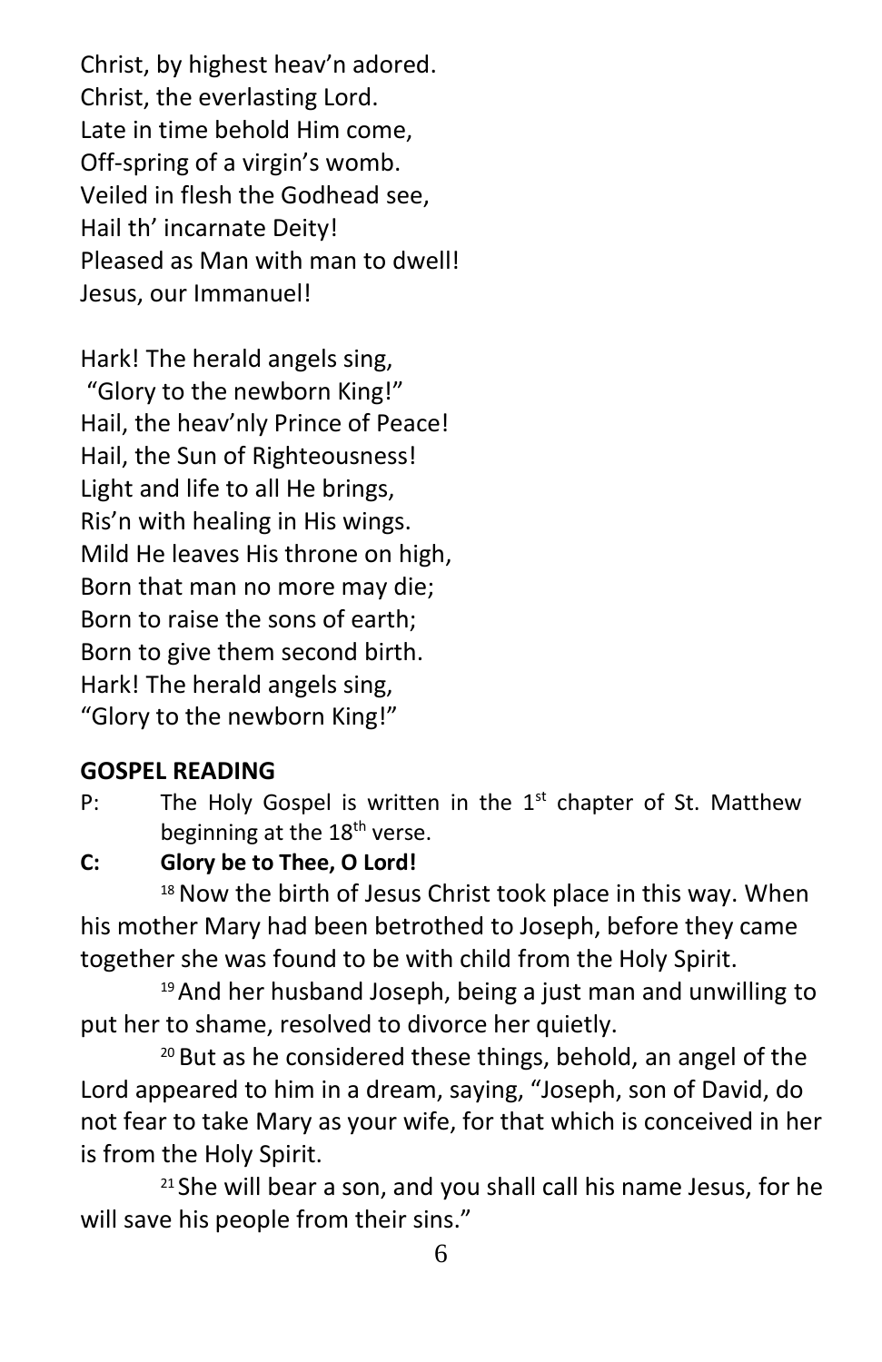Christ, by highest heav'n adored.
Christ, the everlasting Lord.
Late in time behold Him come,
Off-spring of a virgin's womb.
Veiled in flesh the Godhead see,
Hail th' incarnate Deity!
Pleased as Man with man to dwell!
Jesus, our Immanuel!

Hark! The herald angels sing,
"Glory to the newborn King!"
Hail, the heav'nly Prince of Peace!
Hail, the Sun of Righteousness!
Light and life to all He brings,
Ris'n with healing in His wings.
Mild He leaves His throne on high,
Born that man no more may die;
Born to raise the sons of earth;
Born to give them second birth.
Hark! The herald angels sing,
"Glory to the newborn King!"

**GOSPEL READING**

P: The Holy Gospel is written in the 1st chapter of St. Matthew beginning at the 18th verse.

**C: Glory be to Thee, O Lord!**

[18] Now the birth of Jesus Christ took place in this way. When his mother Mary had been betrothed to Joseph, before they came together she was found to be with child from the Holy Spirit.

[19] And her husband Joseph, being a just man and unwilling to put her to shame, resolved to divorce her quietly.

[20] But as he considered these things, behold, an angel of the Lord appeared to him in a dream, saying, "Joseph, son of David, do not fear to take Mary as your wife, for that which is conceived in her is from the Holy Spirit.

[21] She will bear a son, and you shall call his name Jesus, for he will save his people from their sins."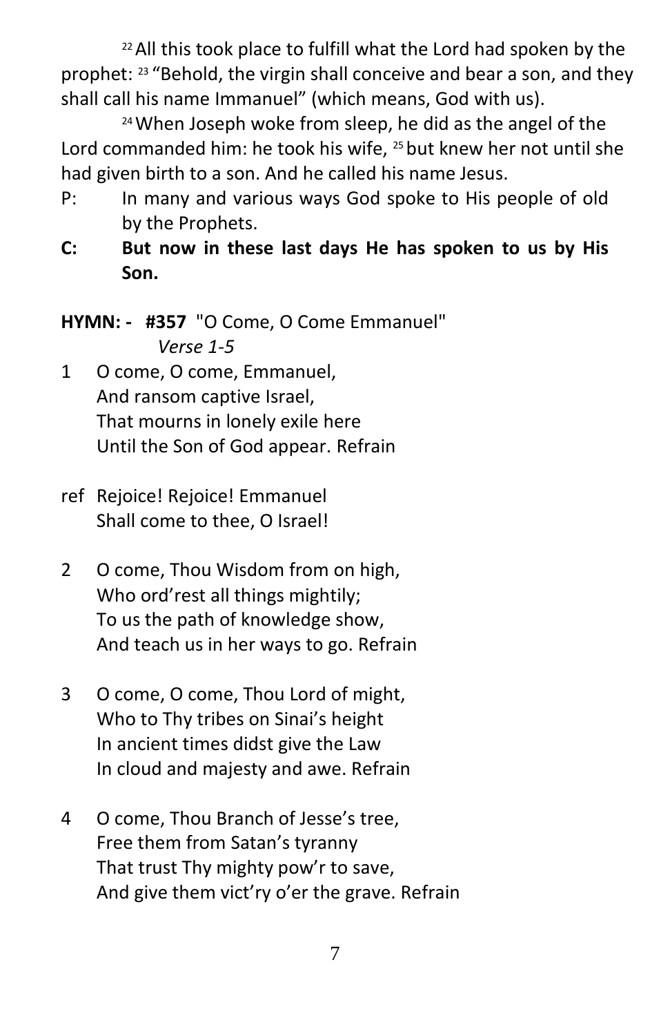[22] All this took place to fulfill what the Lord had spoken by the prophet: [23] "Behold, the virgin shall conceive and bear a son, and they shall call his name Immanuel" (which means, God with us).

[24] When Joseph woke from sleep, he did as the angel of the Lord commanded him: he took his wife, [25] but knew her not until she had given birth to a son. And he called his name Jesus.

P: In many and various ways God spoke to His people of old by the Prophets.

**C: But now in these last days He has spoken to us by His Son.**

**HYMN: - #357** "O Come, O Come Emmanuel"
*Verse 1-5*

1 O come, O come, Emmanuel,
And ransom captive Israel,
That mourns in lonely exile here
Until the Son of God appear. Refrain

ref Rejoice! Rejoice! Emmanuel
Shall come to thee, O Israel!

2 O come, Thou Wisdom from on high,
Who ord'rest all things mightily;
To us the path of knowledge show,
And teach us in her ways to go. Refrain

3 O come, O come, Thou Lord of might,
Who to Thy tribes on Sinai's height
In ancient times didst give the Law
In cloud and majesty and awe. Refrain

4 O come, Thou Branch of Jesse's tree,
Free them from Satan's tyranny
That trust Thy mighty pow'r to save,
And give them vict'ry o'er the grave. Refrain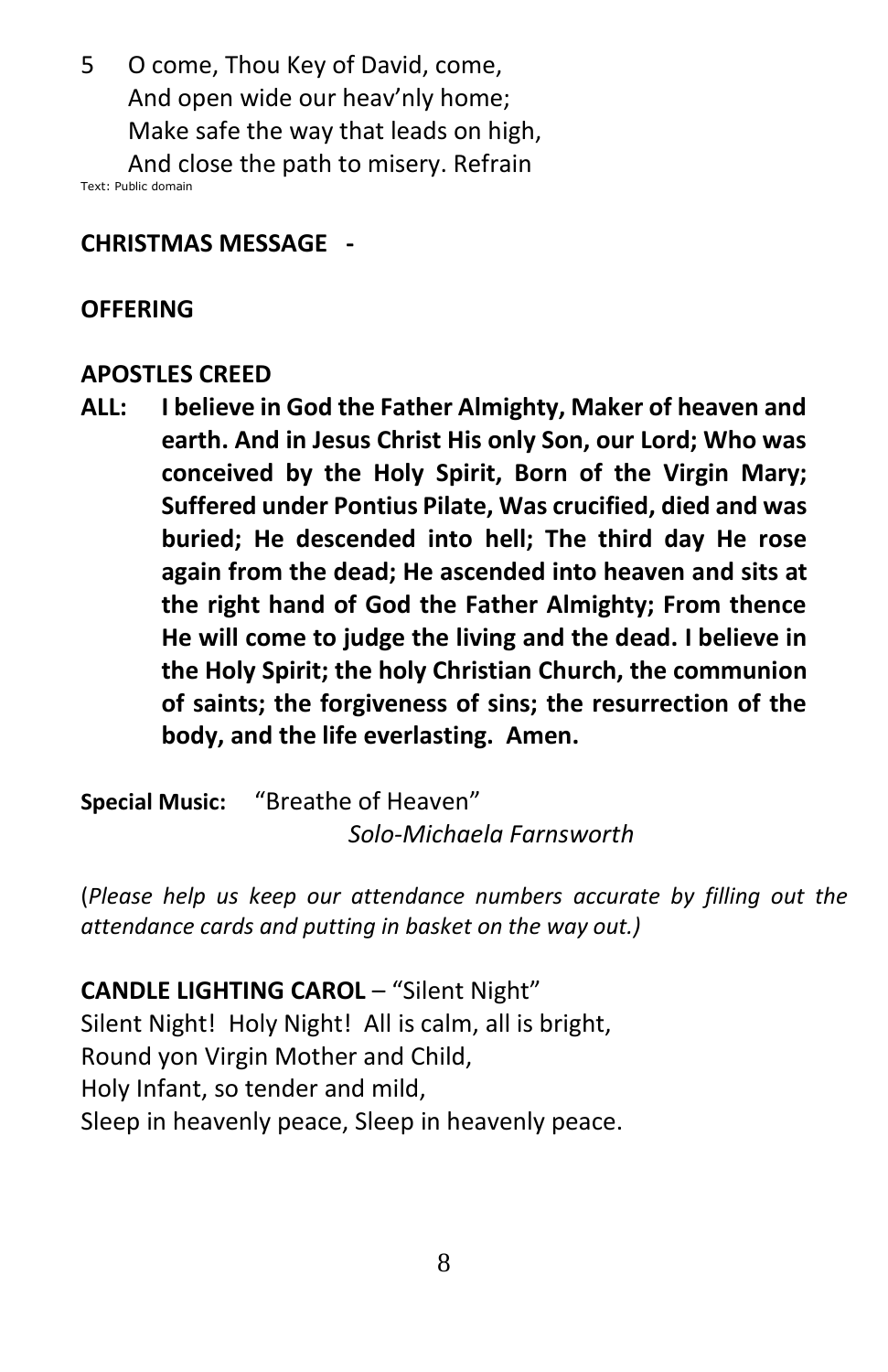5 O come, Thou Key of David, come,
And open wide our heav'nly home;
Make safe the way that leads on high,
And close the path to misery. Refrain

Text: Public domain

**CHRISTMAS MESSAGE -**

**OFFERING**

**APOSTLES CREED**

**ALL: I believe in God the Father Almighty, Maker of heaven and earth. And in Jesus Christ His only Son, our Lord; Who was conceived by the Holy Spirit, Born of the Virgin Mary; Suffered under Pontius Pilate, Was crucified, died and was buried; He descended into hell; The third day He rose again from the dead; He ascended into heaven and sits at the right hand of God the Father Almighty; From thence He will come to judge the living and the dead. I believe in the Holy Spirit; the holy Christian Church, the communion of saints; the forgiveness of sins; the resurrection of the body, and the life everlasting. Amen.**

**Special Music:** "Breathe of Heaven"
*Solo-Michaela Farnsworth*

(*Please help us keep our attendance numbers accurate by filling out the attendance cards and putting in basket on the way out.)*

**CANDLE LIGHTING CAROL** – "Silent Night"

Silent Night! Holy Night! All is calm, all is bright,
Round yon Virgin Mother and Child,
Holy Infant, so tender and mild,
Sleep in heavenly peace, Sleep in heavenly peace.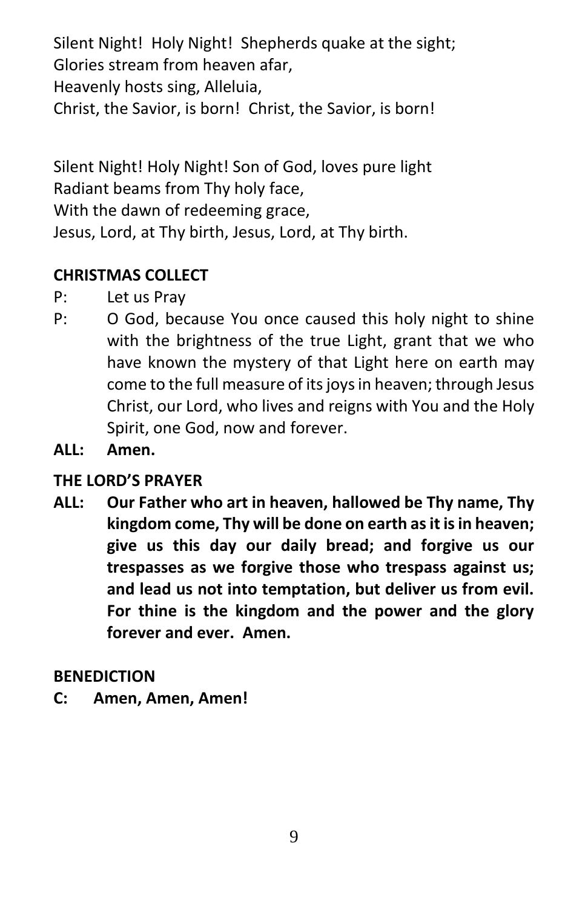Silent Night! Holy Night! Shepherds quake at the sight;
Glories stream from heaven afar,
Heavenly hosts sing, Alleluia,
Christ, the Savior, is born! Christ, the Savior, is born!

Silent Night! Holy Night! Son of God, loves pure light
Radiant beams from Thy holy face,
With the dawn of redeeming grace,
Jesus, Lord, at Thy birth, Jesus, Lord, at Thy birth.

**CHRISTMAS COLLECT**

P: Let us Pray

P: O God, because You once caused this holy night to shine with the brightness of the true Light, grant that we who have known the mystery of that Light here on earth may come to the full measure of its joys in heaven; through Jesus Christ, our Lord, who lives and reigns with You and the Holy Spirit, one God, now and forever.

**ALL: Amen.**

**THE LORD'S PRAYER**

**ALL: Our Father who art in heaven, hallowed be Thy name, Thy kingdom come, Thy will be done on earth as it is in heaven; give us this day our daily bread; and forgive us our trespasses as we forgive those who trespass against us; and lead us not into temptation, but deliver us from evil. For thine is the kingdom and the power and the glory forever and ever. Amen.**

**BENEDICTION**

**C: Amen, Amen, Amen!**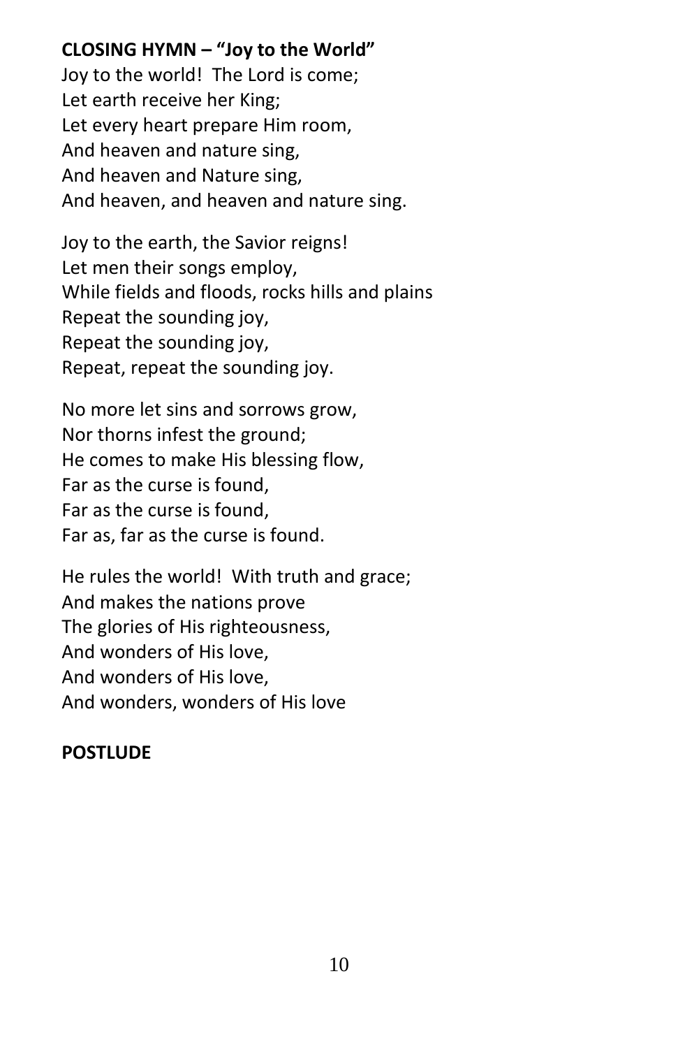**CLOSING HYMN – "Joy to the World"**

Joy to the world!  The Lord is come;
Let earth receive her King;
Let every heart prepare Him room,
And heaven and nature sing,
And heaven and Nature sing,
And heaven, and heaven and nature sing.

Joy to the earth, the Savior reigns!
Let men their songs employ,
While fields and floods, rocks hills and plains
Repeat the sounding joy,
Repeat the sounding joy,
Repeat, repeat the sounding joy.

No more let sins and sorrows grow,
Nor thorns infest the ground;
He comes to make His blessing flow,
Far as the curse is found,
Far as the curse is found,
Far as, far as the curse is found.

He rules the world!  With truth and grace;
And makes the nations prove
The glories of His righteousness,
And wonders of His love,
And wonders of His love,
And wonders, wonders of His love

**POSTLUDE**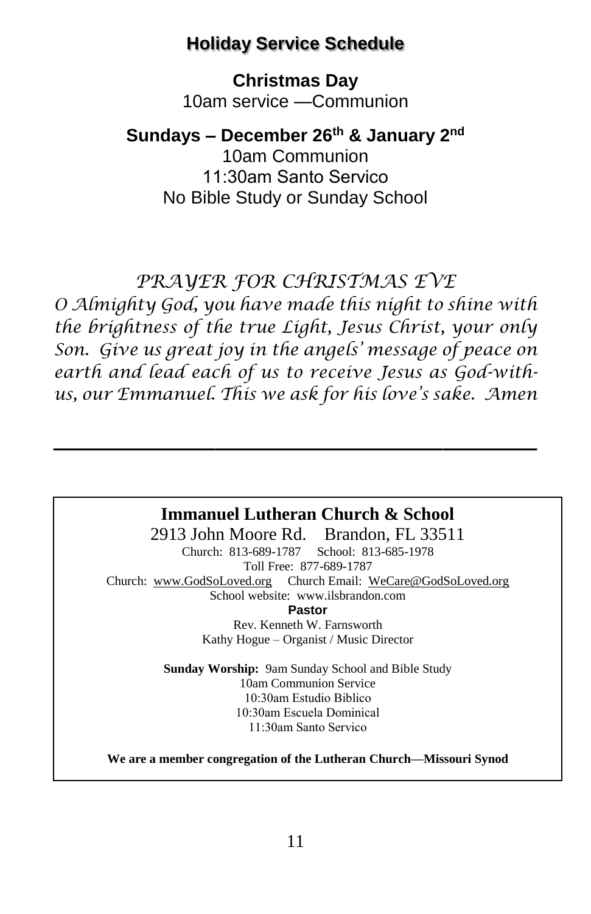## Holiday Service Schedule

**Christmas Day**
10am service —Communion

**Sundays – December 26th & January 2nd**
10am Communion
11:30am Santo Servico
No Bible Study or Sunday School

*PRAYER FOR CHRISTMAS EVE*

*O Almighty God, you have made this night to shine with the brightness of the true Light, Jesus Christ, your only Son. Give us great joy in the angels' message of peace on earth and lead each of us to receive Jesus as God-with-us, our Emmanuel. This we ask for his love's sake. Amen*

---

**Immanuel Lutheran Church & School**
2913 John Moore Rd. Brandon, FL 33511
Church: 813-689-1787 School: 813-685-1978
Toll Free: 877-689-1787
Church: www.GodSoLoved.org Church Email: WeCare@GodSoLoved.org
School website: www.ilsbrandon.com

**Pastor**
Rev. Kenneth W. Farnsworth
Kathy Hogue – Organist / Music Director

**Sunday Worship:** 9am Sunday School and Bible Study
10am Communion Service
10:30am Estudio Biblico
10:30am Escuela Dominical
11:30am Santo Servico

**We are a member congregation of the Lutheran Church—Missouri Synod**